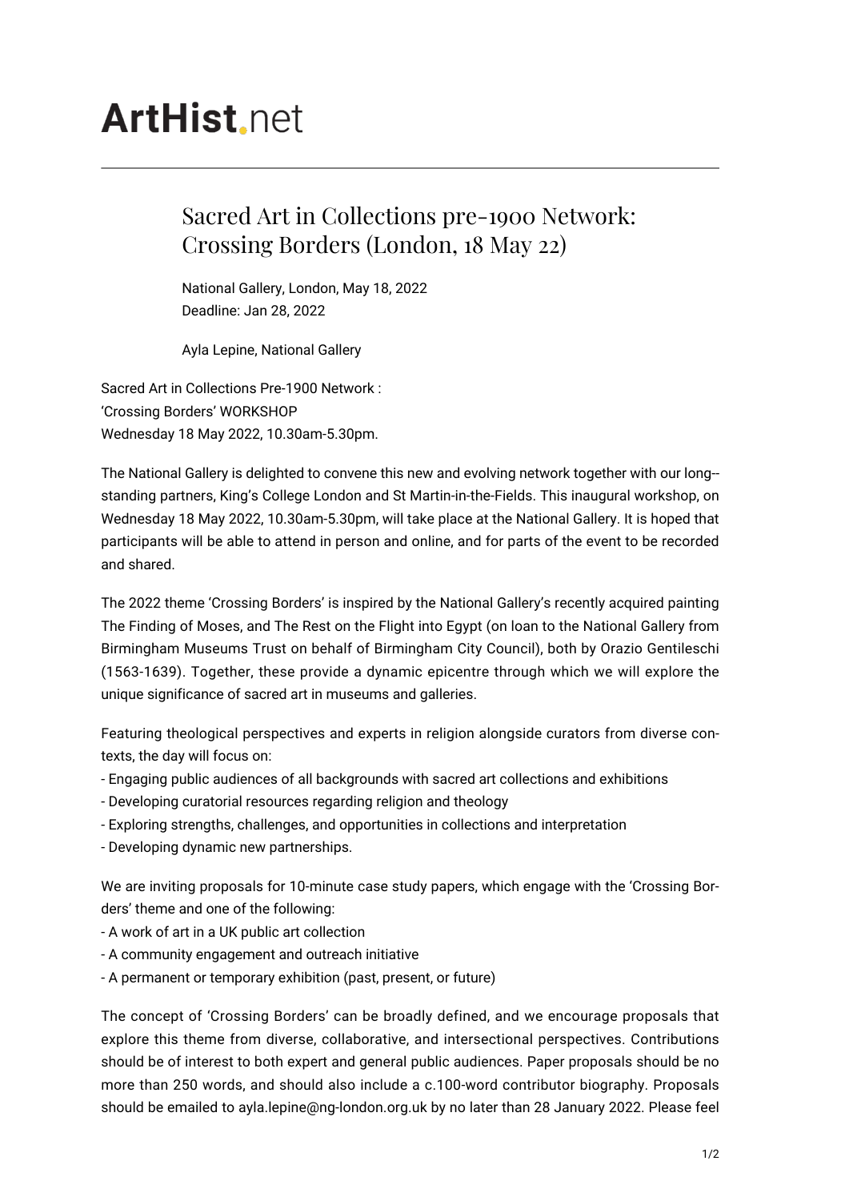# ArtHist.net

## Sacred Art in Collections pre-1900 Network: Crossing Borders (London, 18 May 22)

National Gallery, London, May 18, 2022
Deadline: Jan 28, 2022

Ayla Lepine, National Gallery

Sacred Art in Collections Pre-1900 Network :
'Crossing Borders' WORKSHOP
Wednesday 18 May 2022, 10.30am-5.30pm.

The National Gallery is delighted to convene this new and evolving network together with our long-standing partners, King's College London and St Martin-in-the-Fields. This inaugural workshop, on Wednesday 18 May 2022, 10.30am-5.30pm, will take place at the National Gallery. It is hoped that participants will be able to attend in person and online, and for parts of the event to be recorded and shared.

The 2022 theme 'Crossing Borders' is inspired by the National Gallery's recently acquired painting The Finding of Moses, and The Rest on the Flight into Egypt (on loan to the National Gallery from Birmingham Museums Trust on behalf of Birmingham City Council), both by Orazio Gentileschi (1563-1639). Together, these provide a dynamic epicentre through which we will explore the unique significance of sacred art in museums and galleries.

Featuring theological perspectives and experts in religion alongside curators from diverse contexts, the day will focus on:
- Engaging public audiences of all backgrounds with sacred art collections and exhibitions
- Developing curatorial resources regarding religion and theology
- Exploring strengths, challenges, and opportunities in collections and interpretation
- Developing dynamic new partnerships.

We are inviting proposals for 10-minute case study papers, which engage with the 'Crossing Borders' theme and one of the following:
- A work of art in a UK public art collection
- A community engagement and outreach initiative
- A permanent or temporary exhibition (past, present, or future)

The concept of 'Crossing Borders' can be broadly defined, and we encourage proposals that explore this theme from diverse, collaborative, and intersectional perspectives. Contributions should be of interest to both expert and general public audiences. Paper proposals should be no more than 250 words, and should also include a c.100-word contributor biography. Proposals should be emailed to ayla.lepine@ng-london.org.uk by no later than 28 January 2022. Please feel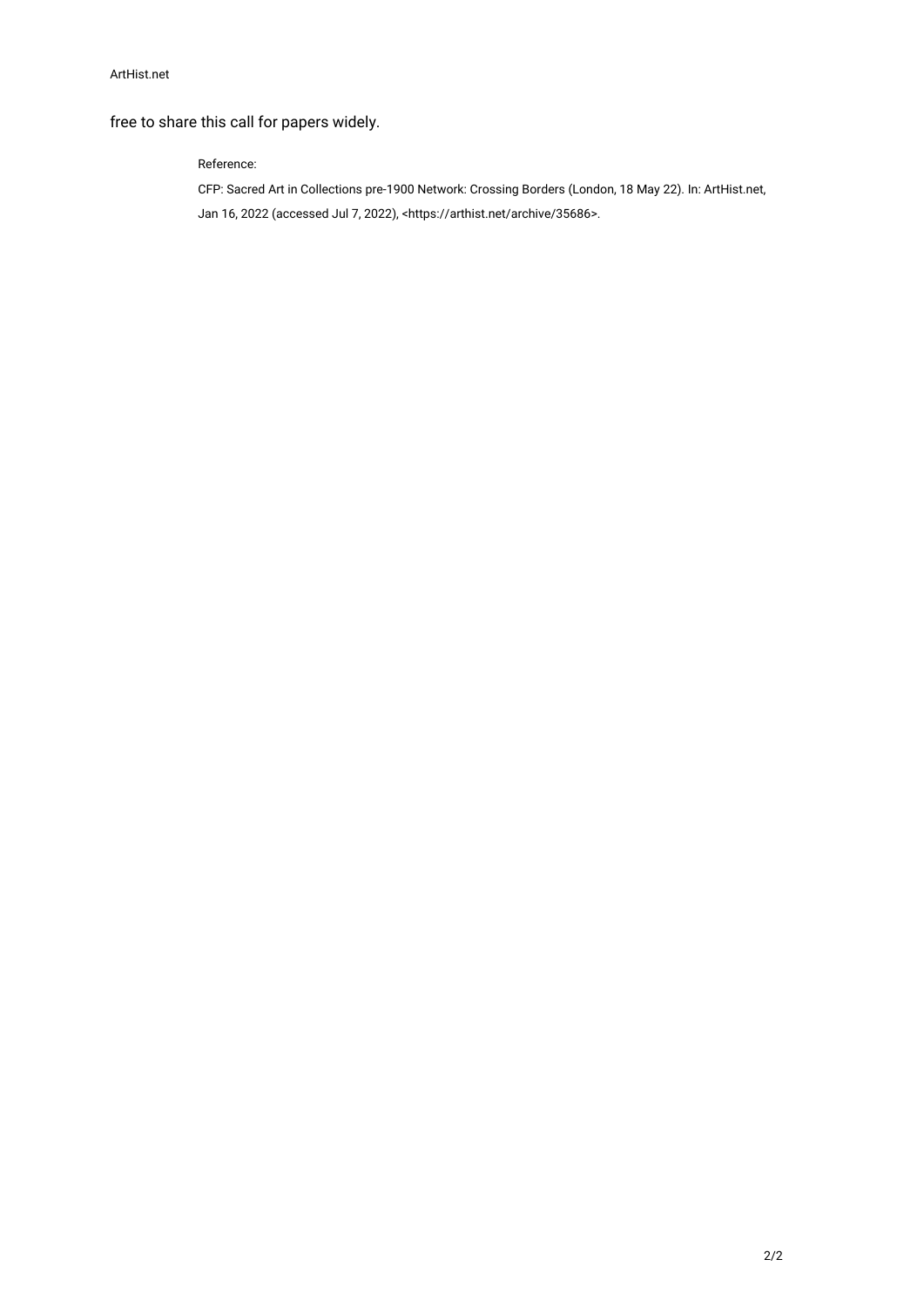free to share this call for papers widely.

Reference:

CFP: Sacred Art in Collections pre-1900 Network: Crossing Borders (London, 18 May 22). In: ArtHist.net, Jan 16, 2022 (accessed Jul 7, 2022), <https://arthist.net/archive/35686>.